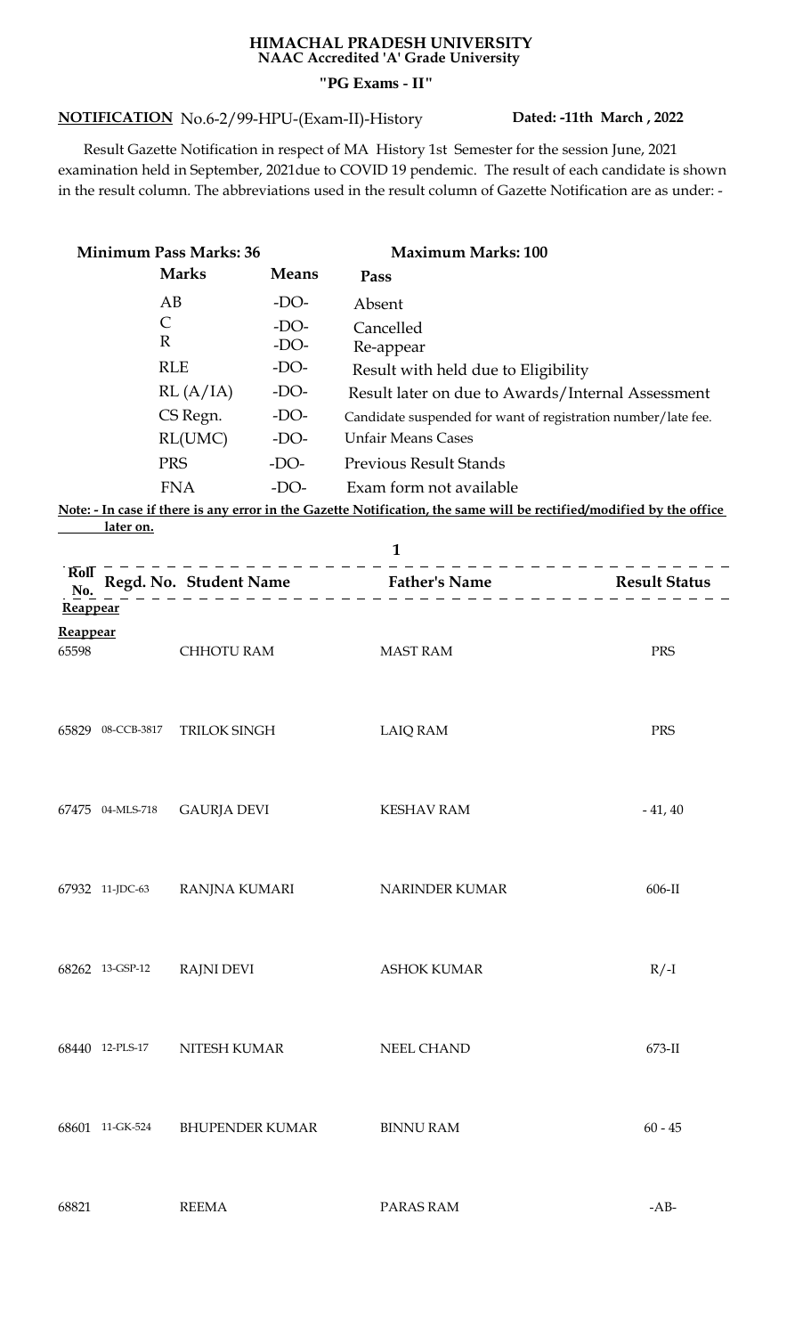**HIMACHAL PRADESH UNIVERSITY**
**NAAC Accredited 'A' Grade University**

**"PG Exams - II"**

**NOTIFICATION** No.6-2/99-HPU-(Exam-II)-History **Dated: -11th March , 2022**

Result Gazette Notification in respect of MA History 1st Semester for the session June, 2021 examination held in September, 2021due to COVID 19 pendemic. The result of each candidate is shown in the result column. The abbreviations used in the result column of Gazette Notification are as under: -

**Minimum Pass Marks: 36** **Maximum Marks: 100**

| Marks | Means | Pass |
|---|---|---|
| AB | -DO- | Absent |
| C | -DO- | Cancelled |
| R | -DO- | Re-appear |
| RLE | -DO- | Result with held due to Eligibility |
| RL (A/IA) | -DO- | Result later on due to Awards/Internal Assessment |
| CS Regn. | -DO- | Candidate suspended for want of registration number/late fee. |
| RL(UMC) | -DO- | Unfair Means Cases |
| PRS | -DO- | Previous Result Stands |
| FNA | -DO- | Exam form not available |

**Note: - In case if there is any error in the Gazette Notification, the same will be rectified/modified by the office later on.**

| Roll No. | Regd. No. | Student Name | Father's Name | Result Status |
|---|---|---|---|---|
| **Reappear** | | | | |
| **Reappear** | | | | |
| 65598 | | CHHOTU RAM | MAST RAM | PRS |
| 65829 | 08-CCB-3817 | TRILOK SINGH | LAIQ RAM | PRS |
| 67475 | 04-MLS-718 | GAURJA DEVI | KESHAV RAM | - 41, 40 |
| 67932 | 11-JDC-63 | RANJNA KUMARI | NARINDER KUMAR | 606-II |
| 68262 | 13-GSP-12 | RAJNI DEVI | ASHOK KUMAR | R/-I |
| 68440 | 12-PLS-17 | NITESH KUMAR | NEEL CHAND | 673-II |
| 68601 | 11-GK-524 | BHUPENDER KUMAR | BINNU RAM | 60 - 45 |
| 68821 | | REEMA | PARAS RAM | -AB- |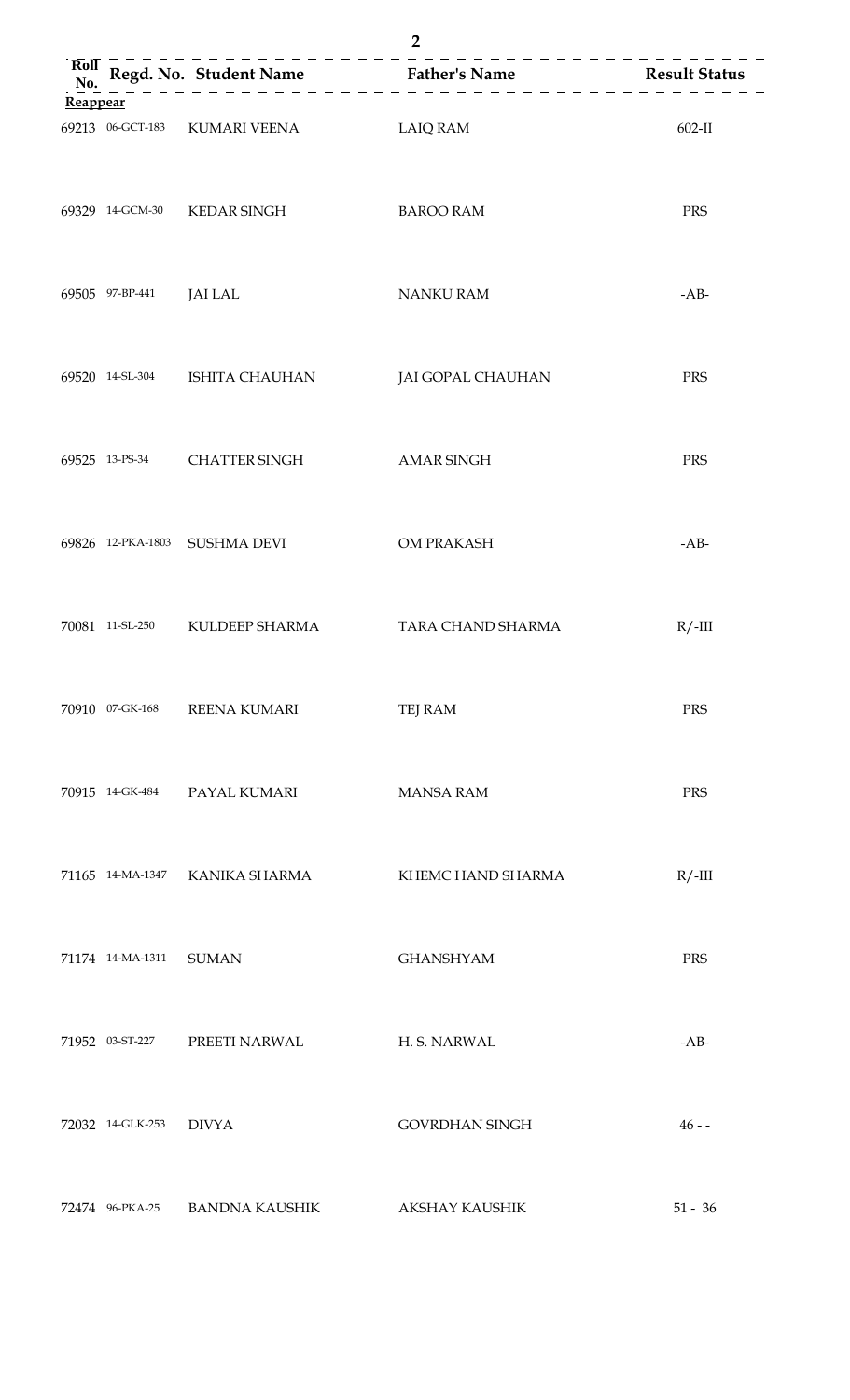| Roll No. | Regd. No. | Student Name | Father's Name | Result Status |
|---|---|---|---|---|
| **Reappear** | | | | |
| 69213 | 06-GCT-183 | KUMARI VEENA | LAIQ RAM | 602-II |
| 69329 | 14-GCM-30 | KEDAR SINGH | BAROO RAM | PRS |
| 69505 | 97-BP-441 | JAI LAL | NANKU RAM | -AB- |
| 69520 | 14-SL-304 | ISHITA CHAUHAN | JAI GOPAL CHAUHAN | PRS |
| 69525 | 13-PS-34 | CHATTER SINGH | AMAR SINGH | PRS |
| 69826 | 12-PKA-1803 | SUSHMA DEVI | OM PRAKASH | -AB- |
| 70081 | 11-SL-250 | KULDEEP SHARMA | TARA CHAND SHARMA | R/-III |
| 70910 | 07-GK-168 | REENA KUMARI | TEJ RAM | PRS |
| 70915 | 14-GK-484 | PAYAL KUMARI | MANSA RAM | PRS |
| 71165 | 14-MA-1347 | KANIKA SHARMA | KHEMC HAND SHARMA | R/-III |
| 71174 | 14-MA-1311 | SUMAN | GHANSHYAM | PRS |
| 71952 | 03-ST-227 | PREETI NARWAL | H. S. NARWAL | -AB- |
| 72032 | 14-GLK-253 | DIVYA | GOVRDHAN SINGH | 46 - - |
| 72474 | 96-PKA-25 | BANDNA KAUSHIK | AKSHAY KAUSHIK | 51 - 36 |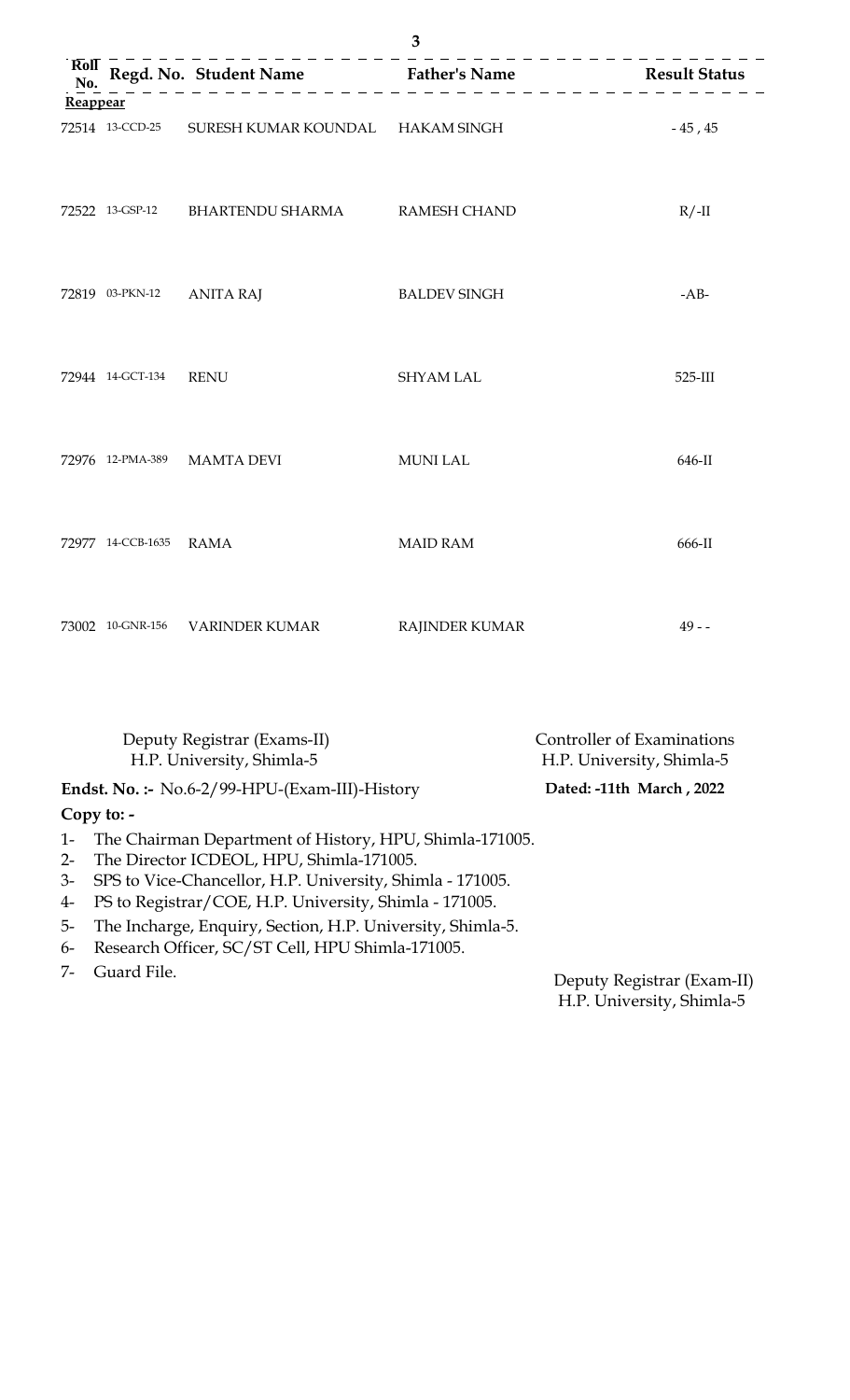| Roll No. | Regd. No. | Student Name | Father's Name | Result Status |
|---|---|---|---|---|
| **Reappear** | | | | |
| 72514 | 13-CCD-25 | SURESH KUMAR KOUNDAL | HAKAM SINGH | - 45 , 45 |
| 72522 | 13-GSP-12 | BHARTENDU SHARMA | RAMESH CHAND | R/-II |
| 72819 | 03-PKN-12 | ANITA RAJ | BALDEV SINGH | -AB- |
| 72944 | 14-GCT-134 | RENU | SHYAM LAL | 525-III |
| 72976 | 12-PMA-389 | MAMTA DEVI | MUNI LAL | 646-II |
| 72977 | 14-CCB-1635 | RAMA | MAID RAM | 666-II |
| 73002 | 10-GNR-156 | VARINDER KUMAR | RAJINDER KUMAR | 49 - - |

Deputy Registrar (Exams-II)
H.P. University, Shimla-5

Controller of Examinations
H.P. University, Shimla-5

**Endst. No. :-** No.6-2/99-HPU-(Exam-III)-History **Dated: -11th March , 2022**

**Copy to: -**

1- The Chairman Department of History, HPU, Shimla-171005.
2- The Director ICDEOL, HPU, Shimla-171005.
3- SPS to Vice-Chancellor, H.P. University, Shimla - 171005.
4- PS to Registrar/COE, H.P. University, Shimla - 171005.
5- The Incharge, Enquiry, Section, H.P. University, Shimla-5.
6- Research Officer, SC/ST Cell, HPU Shimla-171005.
7- Guard File.

Deputy Registrar (Exam-II)
H.P. University, Shimla-5